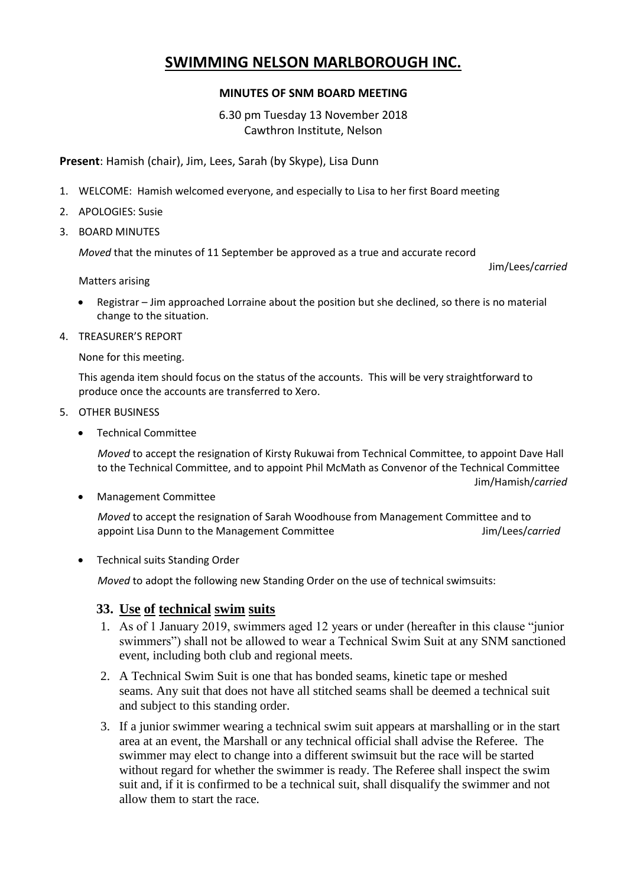# SWIMMING NELSON MARLBOROUGH INC.

**MINUTES OF SNM BOARD MEETING**

6.30 pm Tuesday 13 November 2018
Cawthron Institute, Nelson

**Present**: Hamish (chair), Jim, Lees, Sarah (by Skype), Lisa Dunn

1. WELCOME: Hamish welcomed everyone, and especially to Lisa to her first Board meeting
2. APOLOGIES: Susie
3. BOARD MINUTES

   *Moved* that the minutes of 11 September be approved as a true and accurate record
   Jim/Lees/*carried*

   Matters arising

   - Registrar – Jim approached Lorraine about the position but she declined, so there is no material change to the situation.

4. TREASURER'S REPORT

   None for this meeting.

   This agenda item should focus on the status of the accounts. This will be very straightforward to produce once the accounts are transferred to Xero.

5. OTHER BUSINESS

   - Technical Committee

     *Moved* to accept the resignation of Kirsty Rukuwai from Technical Committee, to appoint Dave Hall to the Technical Committee, and to appoint Phil McMath as Convenor of the Technical Committee
     Jim/Hamish/*carried*

   - Management Committee

     *Moved* to accept the resignation of Sarah Woodhouse from Management Committee and to appoint Lisa Dunn to the Management Committee Jim/Lees/*carried*

   - Technical suits Standing Order

     *Moved* to adopt the following new Standing Order on the use of technical swimsuits:

## 33. Use of technical swim suits

1. As of 1 January 2019, swimmers aged 12 years or under (hereafter in this clause "junior swimmers") shall not be allowed to wear a Technical Swim Suit at any SNM sanctioned event, including both club and regional meets.
2. A Technical Swim Suit is one that has bonded seams, kinetic tape or meshed seams. Any suit that does not have all stitched seams shall be deemed a technical suit and subject to this standing order.
3. If a junior swimmer wearing a technical swim suit appears at marshalling or in the start area at an event, the Marshall or any technical official shall advise the Referee. The swimmer may elect to change into a different swimsuit but the race will be started without regard for whether the swimmer is ready. The Referee shall inspect the swim suit and, if it is confirmed to be a technical suit, shall disqualify the swimmer and not allow them to start the race.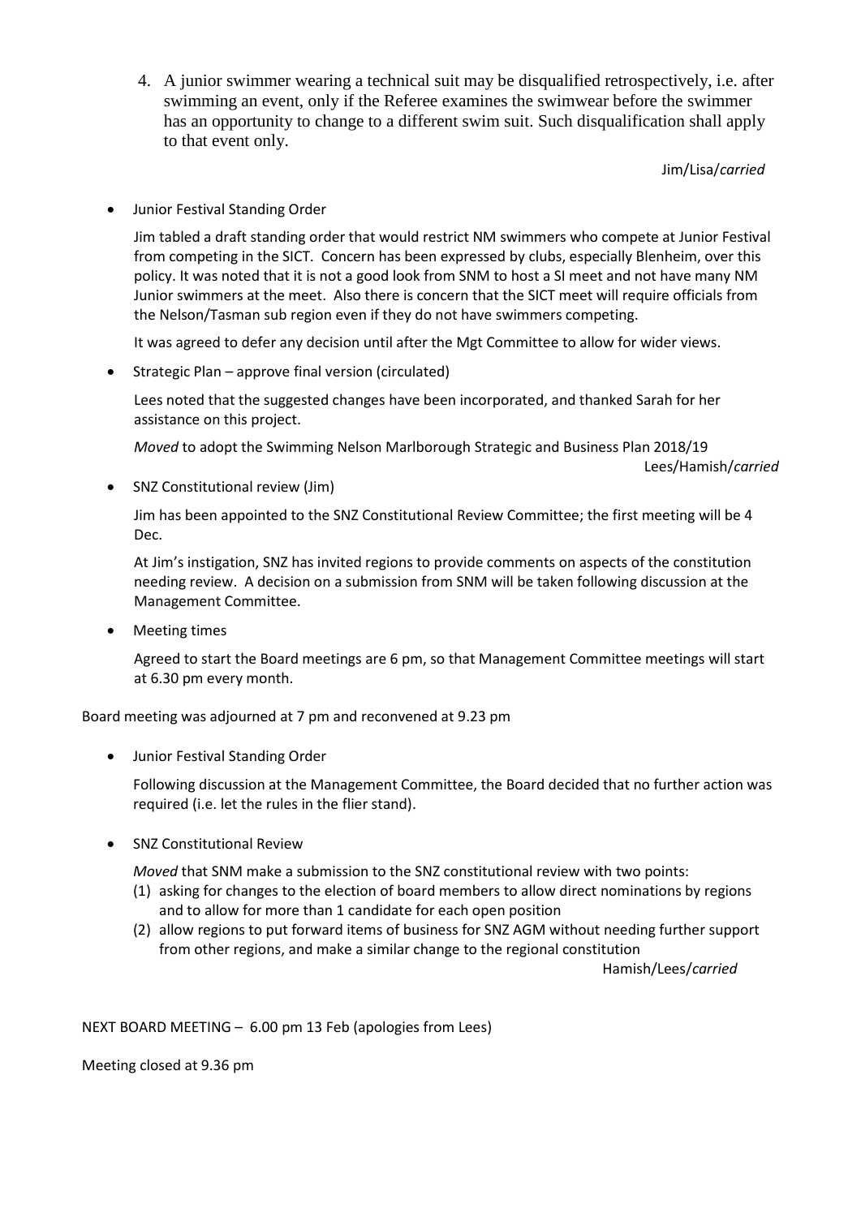4. A junior swimmer wearing a technical suit may be disqualified retrospectively, i.e. after swimming an event, only if the Referee examines the swimwear before the swimmer has an opportunity to change to a different swim suit. Such disqualification shall apply to that event only.

Jim/Lisa/*carried*

- Junior Festival Standing Order

  Jim tabled a draft standing order that would restrict NM swimmers who compete at Junior Festival from competing in the SICT. Concern has been expressed by clubs, especially Blenheim, over this policy. It was noted that it is not a good look from SNM to host a SI meet and not have many NM Junior swimmers at the meet. Also there is concern that the SICT meet will require officials from the Nelson/Tasman sub region even if they do not have swimmers competing.

  It was agreed to defer any decision until after the Mgt Committee to allow for wider views.

- Strategic Plan – approve final version (circulated)

  Lees noted that the suggested changes have been incorporated, and thanked Sarah for her assistance on this project.

  *Moved* to adopt the Swimming Nelson Marlborough Strategic and Business Plan 2018/19

  Lees/Hamish/*carried*

- SNZ Constitutional review (Jim)

  Jim has been appointed to the SNZ Constitutional Review Committee; the first meeting will be 4 Dec.

  At Jim's instigation, SNZ has invited regions to provide comments on aspects of the constitution needing review. A decision on a submission from SNM will be taken following discussion at the Management Committee.

- Meeting times

  Agreed to start the Board meetings are 6 pm, so that Management Committee meetings will start at 6.30 pm every month.

Board meeting was adjourned at 7 pm and reconvened at 9.23 pm

- Junior Festival Standing Order

  Following discussion at the Management Committee, the Board decided that no further action was required (i.e. let the rules in the flier stand).

- SNZ Constitutional Review

  *Moved* that SNM make a submission to the SNZ constitutional review with two points:

  (1) asking for changes to the election of board members to allow direct nominations by regions and to allow for more than 1 candidate for each open position

  (2) allow regions to put forward items of business for SNZ AGM without needing further support from other regions, and make a similar change to the regional constitution

  Hamish/Lees/*carried*

NEXT BOARD MEETING – 6.00 pm 13 Feb (apologies from Lees)

Meeting closed at 9.36 pm